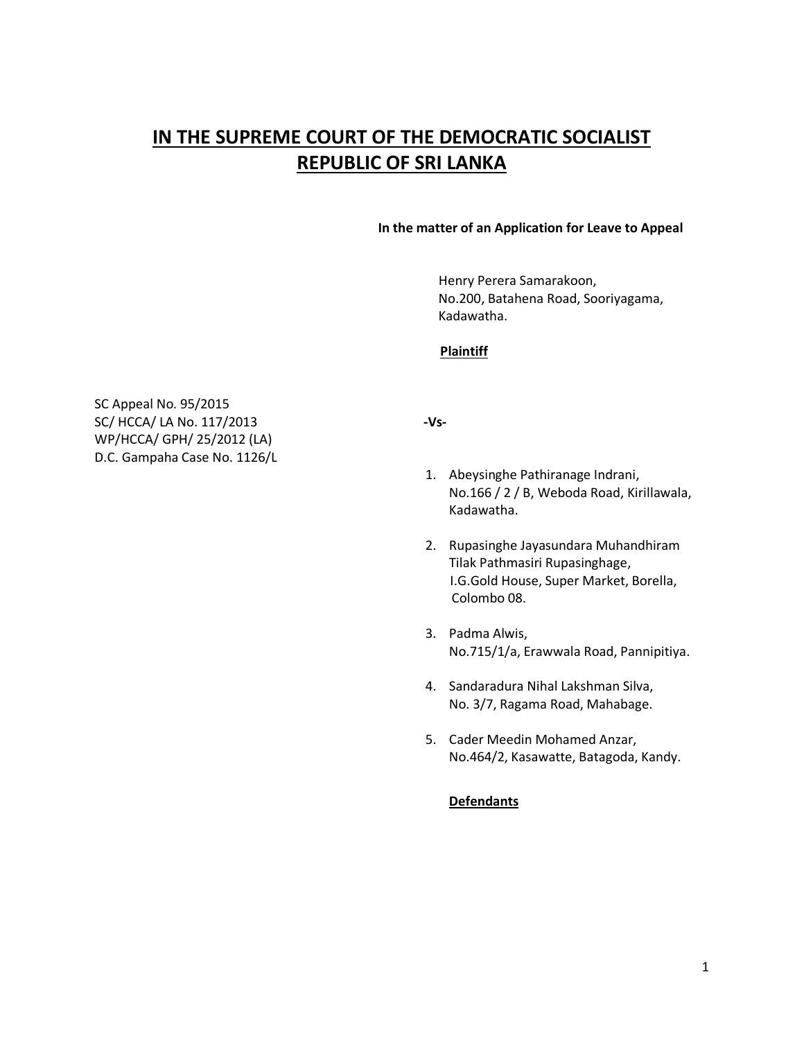# IN THE SUPREME COURT OF THE DEMOCRATIC SOCIALIST REPUBLIC OF SRI LANKA

**In the matter of an Application for Leave to Appeal**

Henry Perera Samarakoon,
No.200, Batahena Road, Sooriyagama,
Kadawatha.

**Plaintiff**

SC Appeal No. 95/2015
SC/ HCCA/ LA No. 117/2013
WP/HCCA/ GPH/ 25/2012 (LA)
D.C. Gampaha Case No. 1126/L

**-Vs-**

1. Abeysinghe Pathiranage Indrani,
   No.166 / 2 / B, Weboda Road, Kirillawala,
   Kadawatha.

2. Rupasinghe Jayasundara Muhandhiram
   Tilak Pathmasiri Rupasinghage,
   I.G.Gold House, Super Market, Borella,
   Colombo 08.

3. Padma Alwis,
   No.715/1/a, Erawwala Road, Pannipitiya.

4. Sandaradura Nihal Lakshman Silva,
   No. 3/7, Ragama Road, Mahabage.

5. Cader Meedin Mohamed Anzar,
   No.464/2, Kasawatte, Batagoda, Kandy.

**Defendants**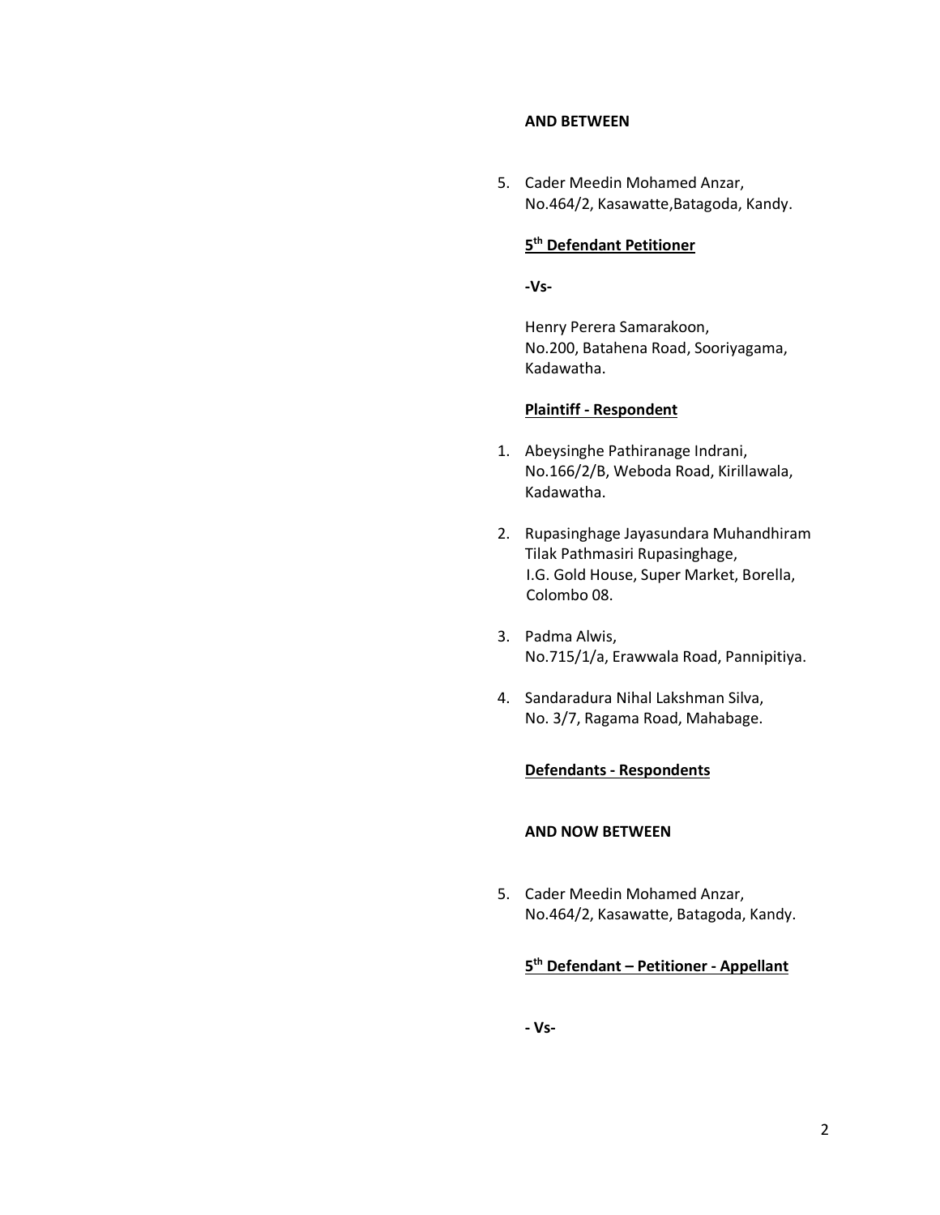**AND BETWEEN**

5. Cader Meedin Mohamed Anzar,
   No.464/2, Kasawatte,Batagoda, Kandy.

**5th Defendant Petitioner**

**-Vs-**

Henry Perera Samarakoon,
No.200, Batahena Road, Sooriyagama,
Kadawatha.

**Plaintiff - Respondent**

1. Abeysinghe Pathiranage Indrani,
   No.166/2/B, Weboda Road, Kirillawala,
   Kadawatha.

2. Rupasinghage Jayasundara Muhandhiram
   Tilak Pathmasiri Rupasinghage,
   I.G. Gold House, Super Market, Borella,
   Colombo 08.

3. Padma Alwis,
   No.715/1/a, Erawwala Road, Pannipitiya.

4. Sandaradura Nihal Lakshman Silva,
   No. 3/7, Ragama Road, Mahabage.

**Defendants - Respondents**

**AND NOW BETWEEN**

5. Cader Meedin Mohamed Anzar,
   No.464/2, Kasawatte, Batagoda, Kandy.

**5th Defendant – Petitioner - Appellant**

**- Vs-**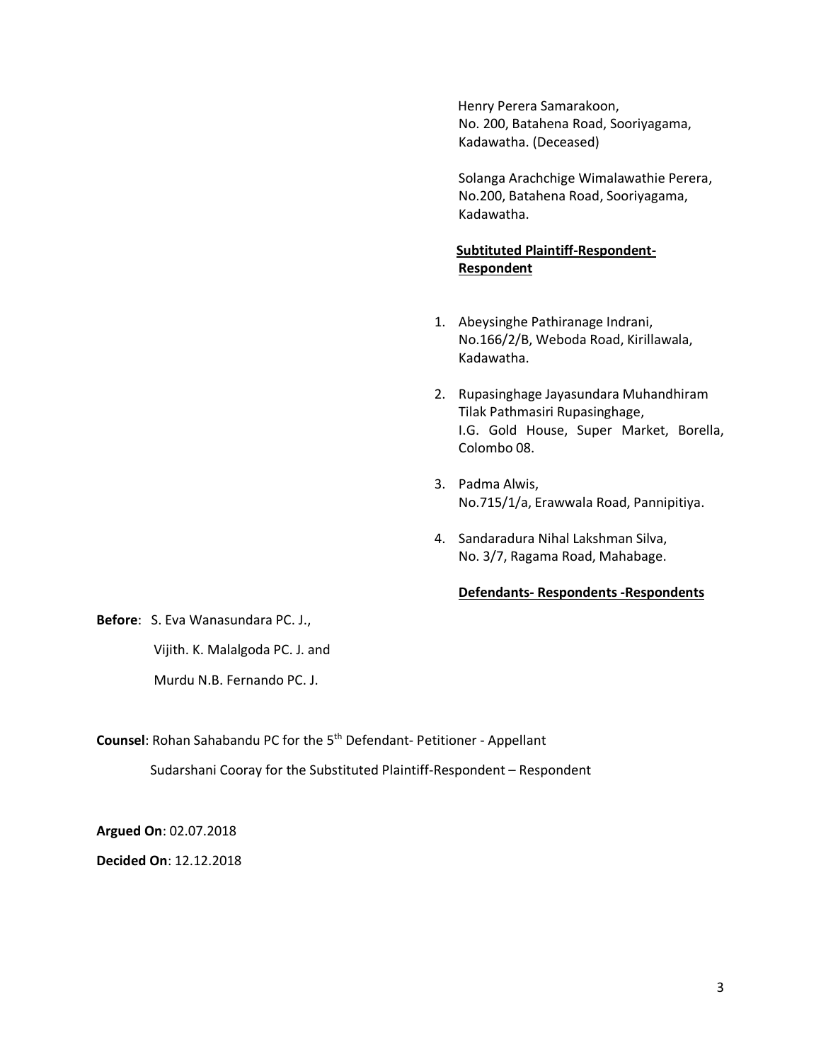Henry Perera Samarakoon,
No. 200, Batahena Road, Sooriyagama,
Kadawatha. (Deceased)

Solanga Arachchige Wimalawathie Perera,
No.200, Batahena Road, Sooriyagama,
Kadawatha.

**Subtituted Plaintiff-Respondent-Respondent**

1. Abeysinghe Pathiranage Indrani,
   No.166/2/B, Weboda Road, Kirillawala,
   Kadawatha.

2. Rupasinghage Jayasundara Muhandhiram Tilak Pathmasiri Rupasinghage,
   I.G. Gold House, Super Market, Borella,
   Colombo 08.

3. Padma Alwis,
   No.715/1/a, Erawwala Road, Pannipitiya.

4. Sandaradura Nihal Lakshman Silva,
   No. 3/7, Ragama Road, Mahabage.

**Defendants- Respondents -Respondents**

**Before**: S. Eva Wanasundara PC. J.,

Vijith. K. Malalgoda PC. J. and

Murdu N.B. Fernando PC. J.

**Counsel**: Rohan Sahabandu PC for the 5th Defendant- Petitioner - Appellant

Sudarshani Cooray for the Substituted Plaintiff-Respondent – Respondent

**Argued On**: 02.07.2018

**Decided On**: 12.12.2018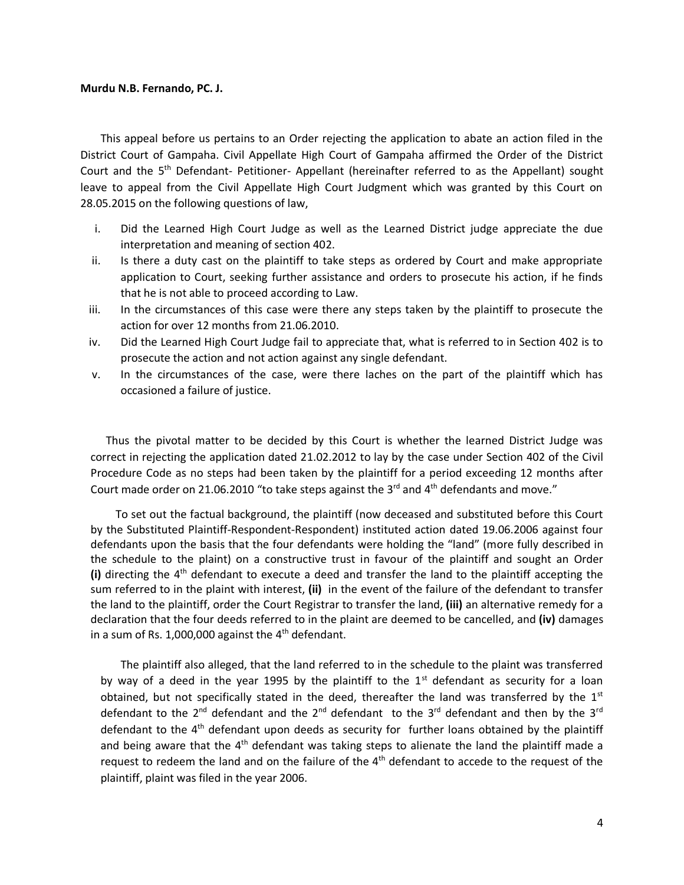**Murdu N.B. Fernando, PC. J.**

This appeal before us pertains to an Order rejecting the application to abate an action filed in the District Court of Gampaha. Civil Appellate High Court of Gampaha affirmed the Order of the District Court and the 5th Defendant- Petitioner- Appellant (hereinafter referred to as the Appellant) sought leave to appeal from the Civil Appellate High Court Judgment which was granted by this Court on 28.05.2015 on the following questions of law,

i. Did the Learned High Court Judge as well as the Learned District judge appreciate the due interpretation and meaning of section 402.
ii. Is there a duty cast on the plaintiff to take steps as ordered by Court and make appropriate application to Court, seeking further assistance and orders to prosecute his action, if he finds that he is not able to proceed according to Law.
iii. In the circumstances of this case were there any steps taken by the plaintiff to prosecute the action for over 12 months from 21.06.2010.
iv. Did the Learned High Court Judge fail to appreciate that, what is referred to in Section 402 is to prosecute the action and not action against any single defendant.
v. In the circumstances of the case, were there laches on the part of the plaintiff which has occasioned a failure of justice.

Thus the pivotal matter to be decided by this Court is whether the learned District Judge was correct in rejecting the application dated 21.02.2012 to lay by the case under Section 402 of the Civil Procedure Code as no steps had been taken by the plaintiff for a period exceeding 12 months after Court made order on 21.06.2010 "to take steps against the 3rd and 4th defendants and move."

To set out the factual background, the plaintiff (now deceased and substituted before this Court by the Substituted Plaintiff-Respondent-Respondent) instituted action dated 19.06.2006 against four defendants upon the basis that the four defendants were holding the "land" (more fully described in the schedule to the plaint) on a constructive trust in favour of the plaintiff and sought an Order **(i)** directing the 4th defendant to execute a deed and transfer the land to the plaintiff accepting the sum referred to in the plaint with interest, **(ii)** in the event of the failure of the defendant to transfer the land to the plaintiff, order the Court Registrar to transfer the land, **(iii)** an alternative remedy for a declaration that the four deeds referred to in the plaint are deemed to be cancelled, and **(iv)** damages in a sum of Rs. 1,000,000 against the 4th defendant.

The plaintiff also alleged, that the land referred to in the schedule to the plaint was transferred by way of a deed in the year 1995 by the plaintiff to the 1st defendant as security for a loan obtained, but not specifically stated in the deed, thereafter the land was transferred by the 1st defendant to the 2nd defendant and the 2nd defendant to the 3rd defendant and then by the 3rd defendant to the 4th defendant upon deeds as security for further loans obtained by the plaintiff and being aware that the 4th defendant was taking steps to alienate the land the plaintiff made a request to redeem the land and on the failure of the 4th defendant to accede to the request of the plaintiff, plaint was filed in the year 2006.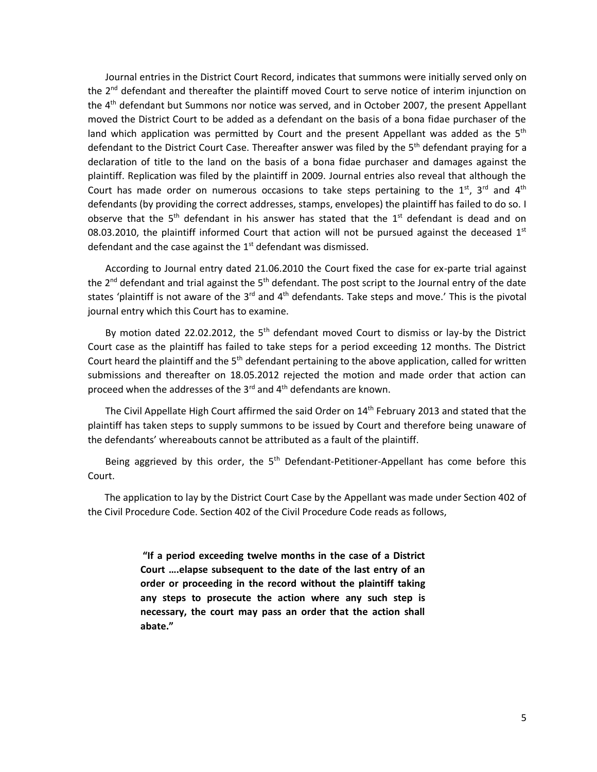Journal entries in the District Court Record, indicates that summons were initially served only on the 2nd defendant and thereafter the plaintiff moved Court to serve notice of interim injunction on the 4th defendant but Summons nor notice was served, and in October 2007, the present Appellant moved the District Court to be added as a defendant on the basis of a bona fidae purchaser of the land which application was permitted by Court and the present Appellant was added as the 5th defendant to the District Court Case. Thereafter answer was filed by the 5th defendant praying for a declaration of title to the land on the basis of a bona fidae purchaser and damages against the plaintiff. Replication was filed by the plaintiff in 2009. Journal entries also reveal that although the Court has made order on numerous occasions to take steps pertaining to the 1st, 3rd and 4th defendants (by providing the correct addresses, stamps, envelopes) the plaintiff has failed to do so. I observe that the 5th defendant in his answer has stated that the 1st defendant is dead and on 08.03.2010, the plaintiff informed Court that action will not be pursued against the deceased 1st defendant and the case against the 1st defendant was dismissed.

According to Journal entry dated 21.06.2010 the Court fixed the case for ex-parte trial against the 2nd defendant and trial against the 5th defendant. The post script to the Journal entry of the date states 'plaintiff is not aware of the 3rd and 4th defendants. Take steps and move.' This is the pivotal journal entry which this Court has to examine.

By motion dated 22.02.2012, the 5th defendant moved Court to dismiss or lay-by the District Court case as the plaintiff has failed to take steps for a period exceeding 12 months. The District Court heard the plaintiff and the 5th defendant pertaining to the above application, called for written submissions and thereafter on 18.05.2012 rejected the motion and made order that action can proceed when the addresses of the 3rd and 4th defendants are known.

The Civil Appellate High Court affirmed the said Order on 14th February 2013 and stated that the plaintiff has taken steps to supply summons to be issued by Court and therefore being unaware of the defendants' whereabouts cannot be attributed as a fault of the plaintiff.

Being aggrieved by this order, the 5th Defendant-Petitioner-Appellant has come before this Court.

The application to lay by the District Court Case by the Appellant was made under Section 402 of the Civil Procedure Code. Section 402 of the Civil Procedure Code reads as follows,

> **"If a period exceeding twelve months in the case of a District Court ….elapse subsequent to the date of the last entry of an order or proceeding in the record without the plaintiff taking any steps to prosecute the action where any such step is necessary, the court may pass an order that the action shall abate."**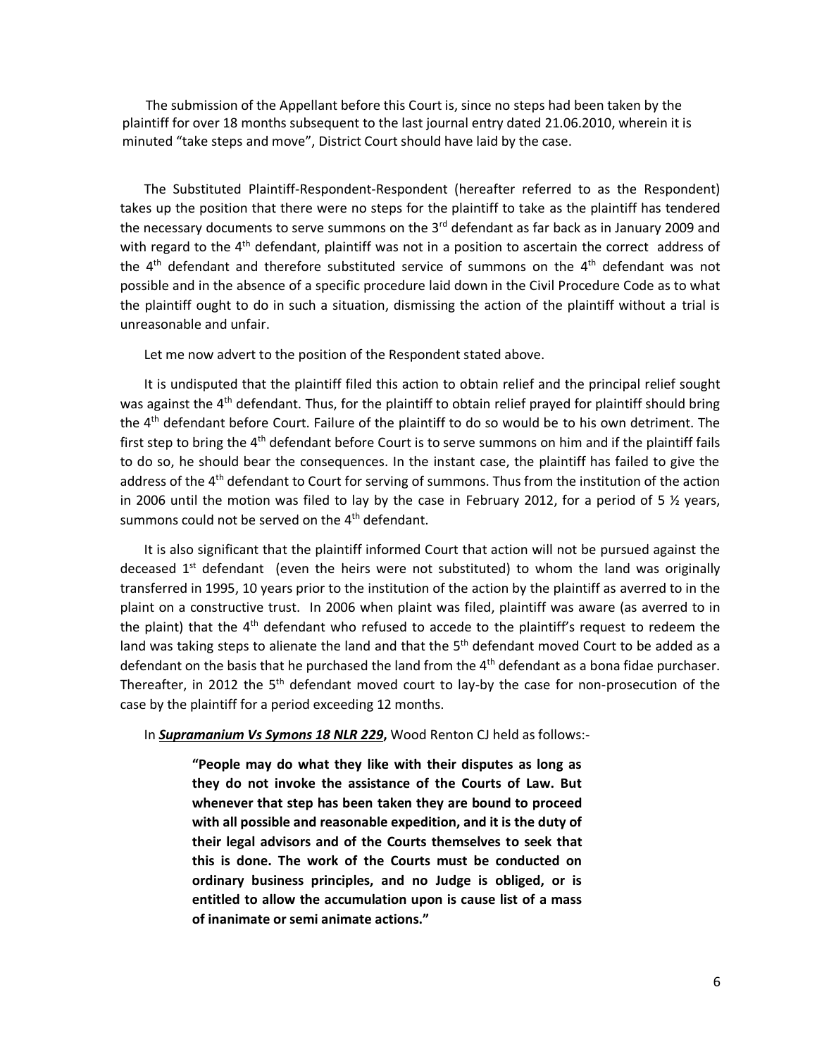The submission of the Appellant before this Court is, since no steps had been taken by the plaintiff for over 18 months subsequent to the last journal entry dated 21.06.2010, wherein it is minuted "take steps and move", District Court should have laid by the case.

The Substituted Plaintiff-Respondent-Respondent (hereafter referred to as the Respondent) takes up the position that there were no steps for the plaintiff to take as the plaintiff has tendered the necessary documents to serve summons on the 3rd defendant as far back as in January 2009 and with regard to the 4th defendant, plaintiff was not in a position to ascertain the correct address of the 4th defendant and therefore substituted service of summons on the 4th defendant was not possible and in the absence of a specific procedure laid down in the Civil Procedure Code as to what the plaintiff ought to do in such a situation, dismissing the action of the plaintiff without a trial is unreasonable and unfair.

Let me now advert to the position of the Respondent stated above.

It is undisputed that the plaintiff filed this action to obtain relief and the principal relief sought was against the 4th defendant. Thus, for the plaintiff to obtain relief prayed for plaintiff should bring the 4th defendant before Court. Failure of the plaintiff to do so would be to his own detriment. The first step to bring the 4th defendant before Court is to serve summons on him and if the plaintiff fails to do so, he should bear the consequences. In the instant case, the plaintiff has failed to give the address of the 4th defendant to Court for serving of summons. Thus from the institution of the action in 2006 until the motion was filed to lay by the case in February 2012, for a period of 5 ½ years, summons could not be served on the 4th defendant.

It is also significant that the plaintiff informed Court that action will not be pursued against the deceased 1st defendant (even the heirs were not substituted) to whom the land was originally transferred in 1995, 10 years prior to the institution of the action by the plaintiff as averred to in the plaint on a constructive trust. In 2006 when plaint was filed, plaintiff was aware (as averred to in the plaint) that the 4th defendant who refused to accede to the plaintiff's request to redeem the land was taking steps to alienate the land and that the 5th defendant moved Court to be added as a defendant on the basis that he purchased the land from the 4th defendant as a bona fidae purchaser. Thereafter, in 2012 the 5th defendant moved court to lay-by the case for non-prosecution of the case by the plaintiff for a period exceeding 12 months.

In ***Supramanium Vs Symons 18 NLR 229*****,** Wood Renton CJ held as follows:-

> **"People may do what they like with their disputes as long as they do not invoke the assistance of the Courts of Law. But whenever that step has been taken they are bound to proceed with all possible and reasonable expedition, and it is the duty of their legal advisors and of the Courts themselves to seek that this is done. The work of the Courts must be conducted on ordinary business principles, and no Judge is obliged, or is entitled to allow the accumulation upon is cause list of a mass of inanimate or semi animate actions."**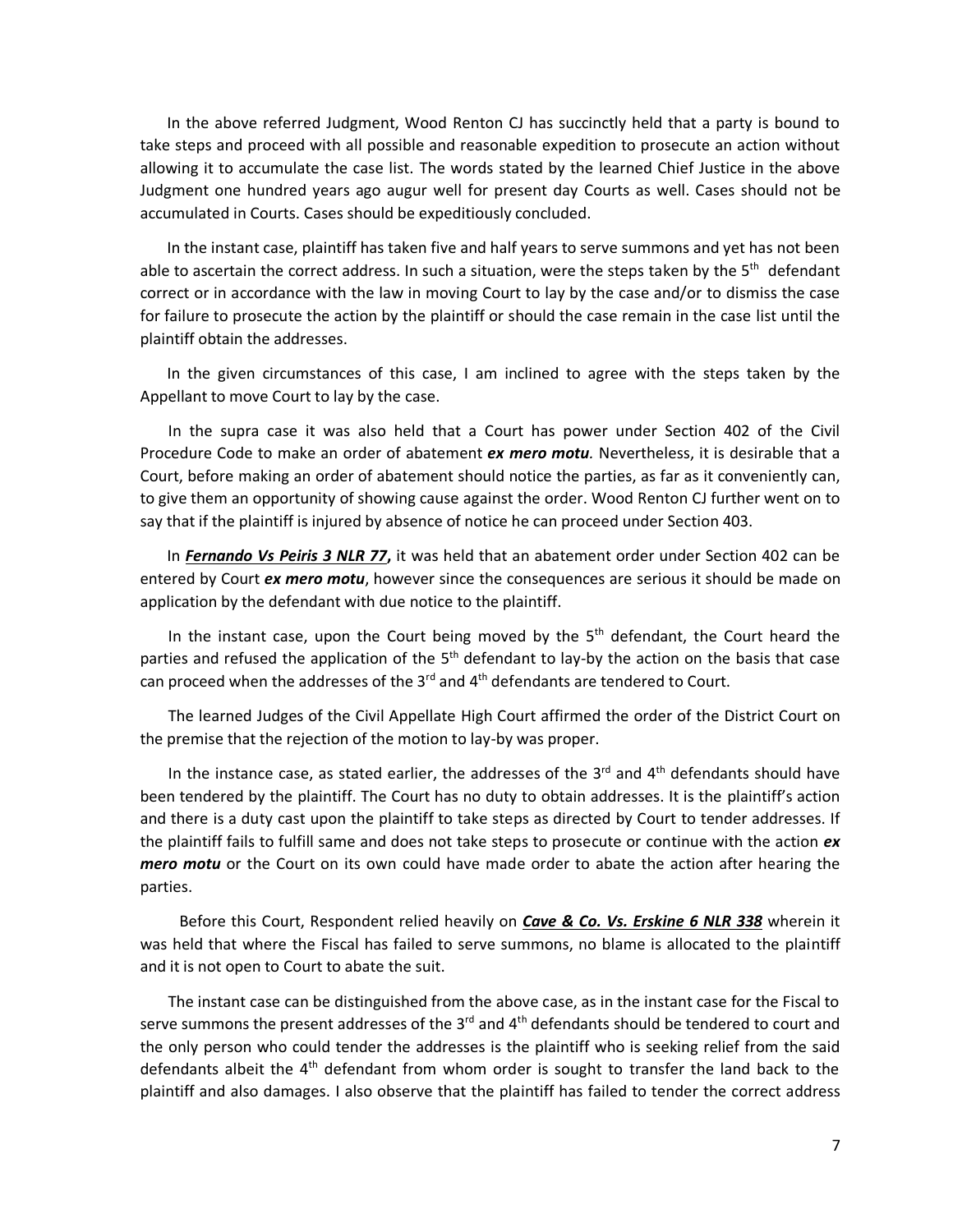In the above referred Judgment, Wood Renton CJ has succinctly held that a party is bound to take steps and proceed with all possible and reasonable expedition to prosecute an action without allowing it to accumulate the case list. The words stated by the learned Chief Justice in the above Judgment one hundred years ago augur well for present day Courts as well. Cases should not be accumulated in Courts. Cases should be expeditiously concluded.

In the instant case, plaintiff has taken five and half years to serve summons and yet has not been able to ascertain the correct address. In such a situation, were the steps taken by the 5th defendant correct or in accordance with the law in moving Court to lay by the case and/or to dismiss the case for failure to prosecute the action by the plaintiff or should the case remain in the case list until the plaintiff obtain the addresses.

In the given circumstances of this case, I am inclined to agree with the steps taken by the Appellant to move Court to lay by the case.

In the supra case it was also held that a Court has power under Section 402 of the Civil Procedure Code to make an order of abatement ***ex mero motu.*** Nevertheless, it is desirable that a Court, before making an order of abatement should notice the parties, as far as it conveniently can, to give them an opportunity of showing cause against the order. Wood Renton CJ further went on to say that if the plaintiff is injured by absence of notice he can proceed under Section 403.

In ***Fernando Vs Peiris 3 NLR 77*****,** it was held that an abatement order under Section 402 can be entered by Court ***ex mero motu***, however since the consequences are serious it should be made on application by the defendant with due notice to the plaintiff.

In the instant case, upon the Court being moved by the 5th defendant, the Court heard the parties and refused the application of the 5th defendant to lay-by the action on the basis that case can proceed when the addresses of the 3rd and 4th defendants are tendered to Court.

The learned Judges of the Civil Appellate High Court affirmed the order of the District Court on the premise that the rejection of the motion to lay-by was proper.

In the instance case, as stated earlier, the addresses of the 3rd and 4th defendants should have been tendered by the plaintiff. The Court has no duty to obtain addresses. It is the plaintiff's action and there is a duty cast upon the plaintiff to take steps as directed by Court to tender addresses. If the plaintiff fails to fulfill same and does not take steps to prosecute or continue with the action ***ex mero motu*** or the Court on its own could have made order to abate the action after hearing the parties.

Before this Court, Respondent relied heavily on ***Cave & Co. Vs. Erskine 6 NLR 338*** wherein it was held that where the Fiscal has failed to serve summons, no blame is allocated to the plaintiff and it is not open to Court to abate the suit.

The instant case can be distinguished from the above case, as in the instant case for the Fiscal to serve summons the present addresses of the 3rd and 4th defendants should be tendered to court and the only person who could tender the addresses is the plaintiff who is seeking relief from the said defendants albeit the 4th defendant from whom order is sought to transfer the land back to the plaintiff and also damages. I also observe that the plaintiff has failed to tender the correct address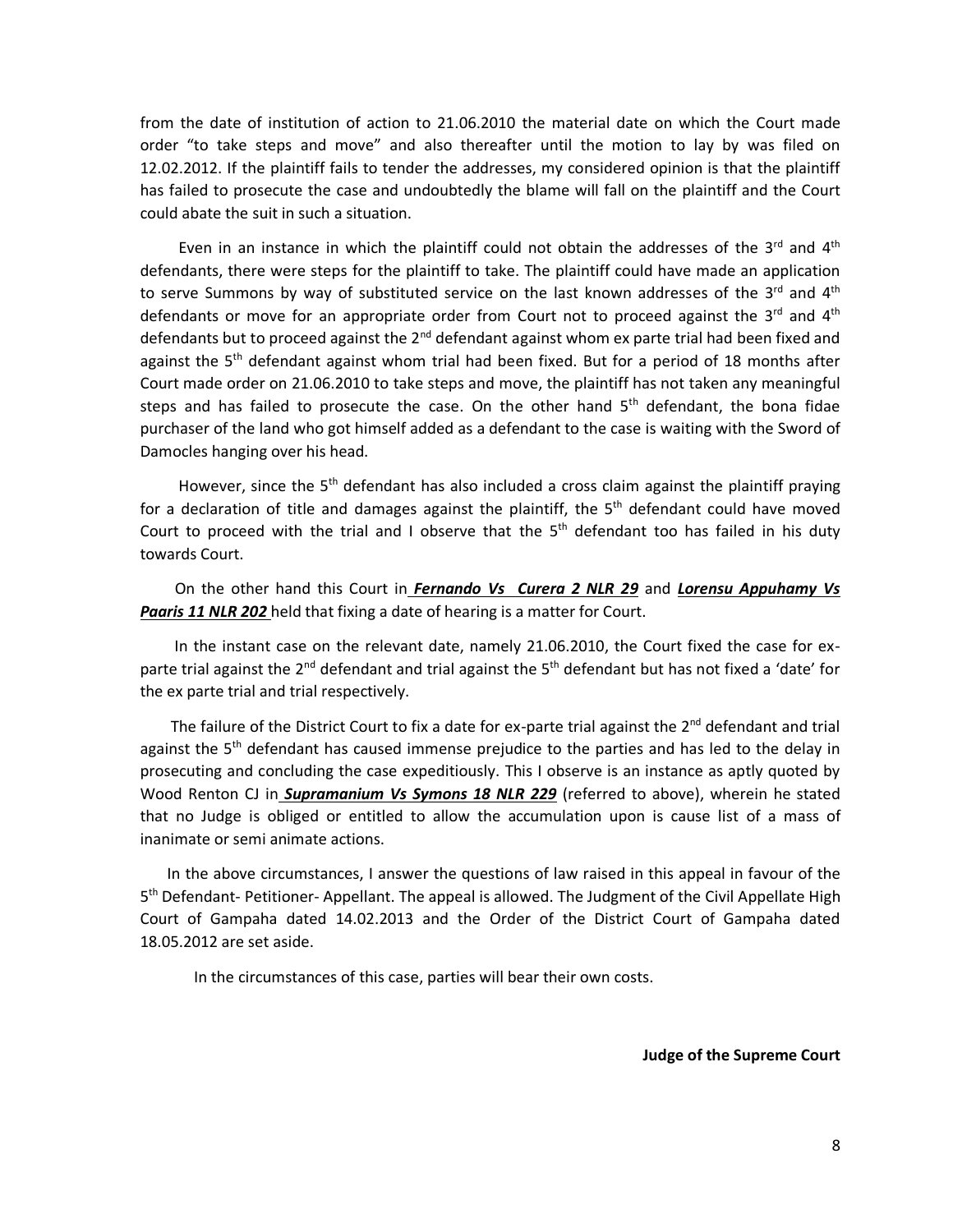from the date of institution of action to 21.06.2010 the material date on which the Court made order "to take steps and move" and also thereafter until the motion to lay by was filed on 12.02.2012. If the plaintiff fails to tender the addresses, my considered opinion is that the plaintiff has failed to prosecute the case and undoubtedly the blame will fall on the plaintiff and the Court could abate the suit in such a situation.

Even in an instance in which the plaintiff could not obtain the addresses of the 3rd and 4th defendants, there were steps for the plaintiff to take. The plaintiff could have made an application to serve Summons by way of substituted service on the last known addresses of the 3rd and 4th defendants or move for an appropriate order from Court not to proceed against the 3rd and 4th defendants but to proceed against the 2nd defendant against whom ex parte trial had been fixed and against the 5th defendant against whom trial had been fixed. But for a period of 18 months after Court made order on 21.06.2010 to take steps and move, the plaintiff has not taken any meaningful steps and has failed to prosecute the case. On the other hand 5th defendant, the bona fidae purchaser of the land who got himself added as a defendant to the case is waiting with the Sword of Damocles hanging over his head.

However, since the 5th defendant has also included a cross claim against the plaintiff praying for a declaration of title and damages against the plaintiff, the 5th defendant could have moved Court to proceed with the trial and I observe that the 5th defendant too has failed in his duty towards Court.

On the other hand this Court in ***Fernando Vs Curera 2 NLR 29*** and ***Lorensu Appuhamy Vs Paaris 11 NLR 202*** held that fixing a date of hearing is a matter for Court.

In the instant case on the relevant date, namely 21.06.2010, the Court fixed the case for ex-parte trial against the 2nd defendant and trial against the 5th defendant but has not fixed a 'date' for the ex parte trial and trial respectively.

The failure of the District Court to fix a date for ex-parte trial against the 2nd defendant and trial against the 5th defendant has caused immense prejudice to the parties and has led to the delay in prosecuting and concluding the case expeditiously. This I observe is an instance as aptly quoted by Wood Renton CJ in ***Supramanium Vs Symons 18 NLR 229*** (referred to above), wherein he stated that no Judge is obliged or entitled to allow the accumulation upon is cause list of a mass of inanimate or semi animate actions.

In the above circumstances, I answer the questions of law raised in this appeal in favour of the 5th Defendant- Petitioner- Appellant. The appeal is allowed. The Judgment of the Civil Appellate High Court of Gampaha dated 14.02.2013 and the Order of the District Court of Gampaha dated 18.05.2012 are set aside.

In the circumstances of this case, parties will bear their own costs.

**Judge of the Supreme Court**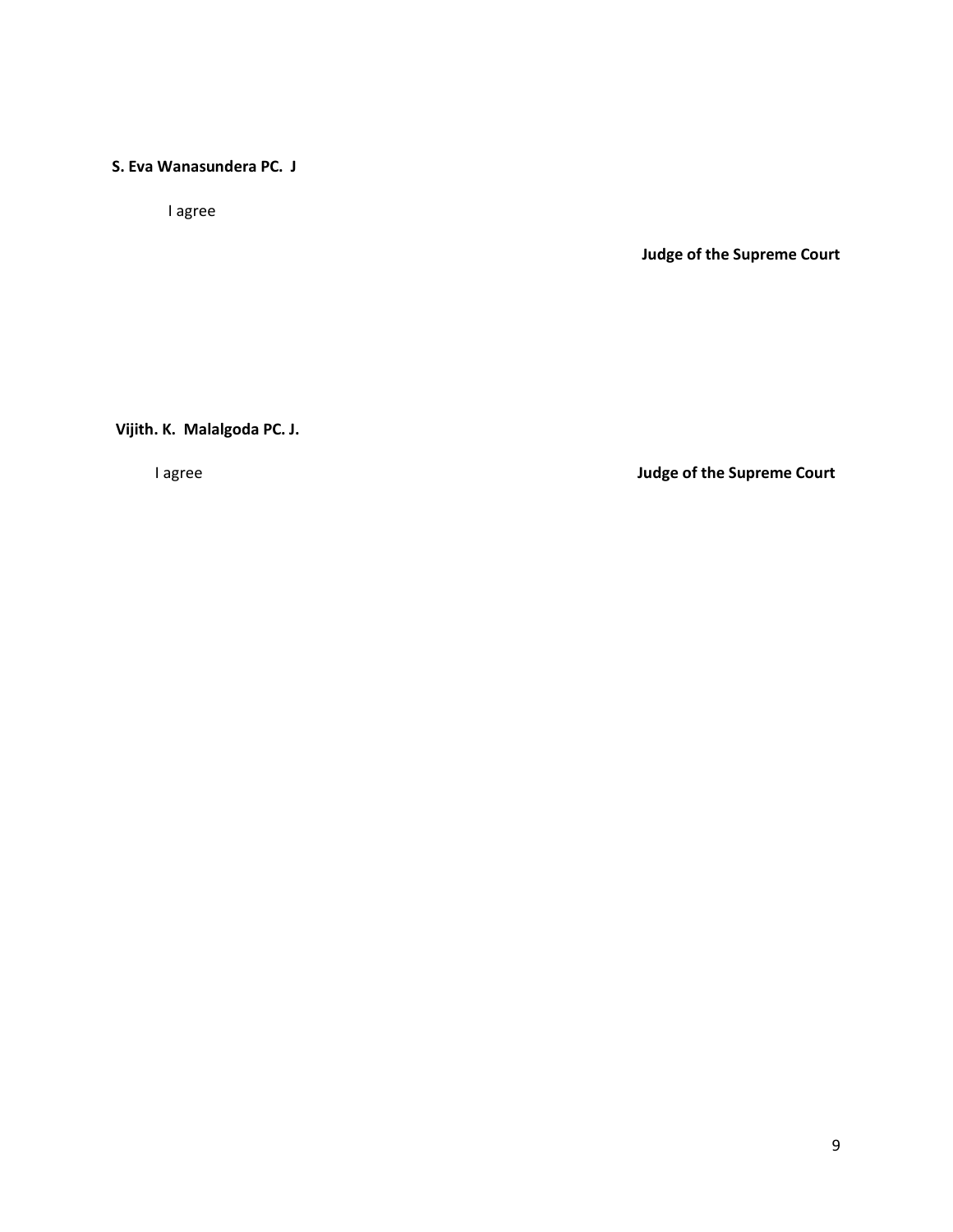**S. Eva Wanasundera PC. J**

I agree

**Judge of the Supreme Court**

**Vijith. K. Malalgoda PC. J.**

I agree

**Judge of the Supreme Court**